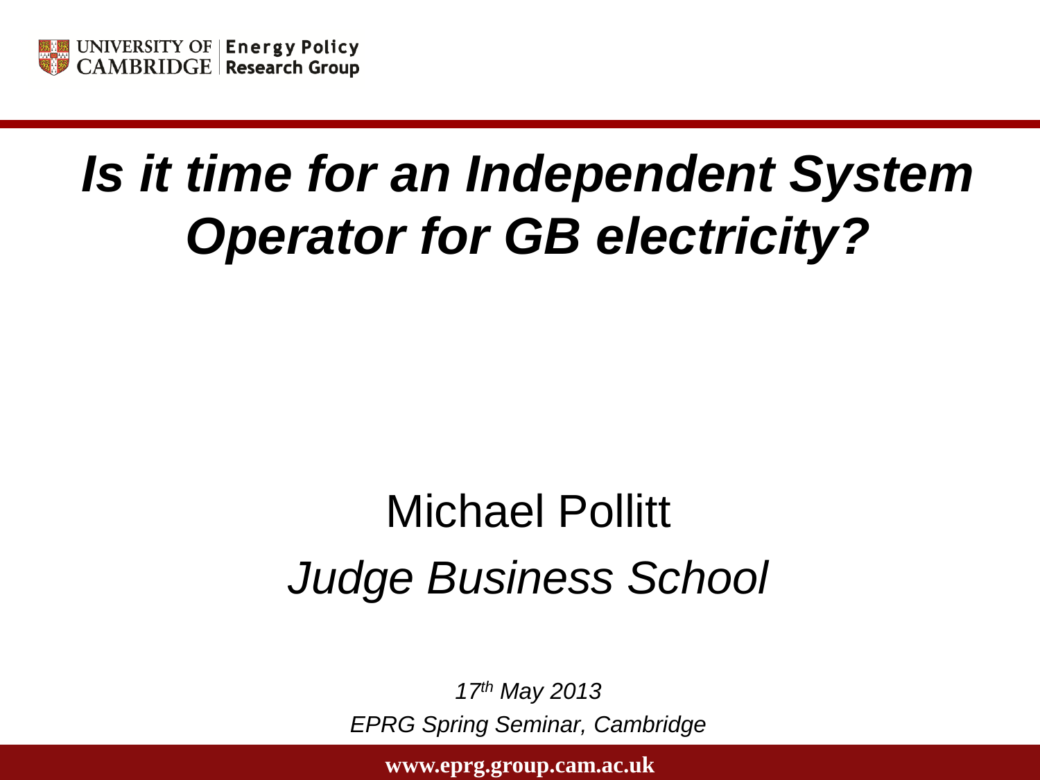UNIVERSITY OF CAMBRIDGE | Energy Policy Research Group

# *Is it time for an Independent System Operator for GB electricity?*

Michael Pollitt

*Judge Business School*

*17th May 2013*

*EPRG Spring Seminar, Cambridge*

www.eprg.group.cam.ac.uk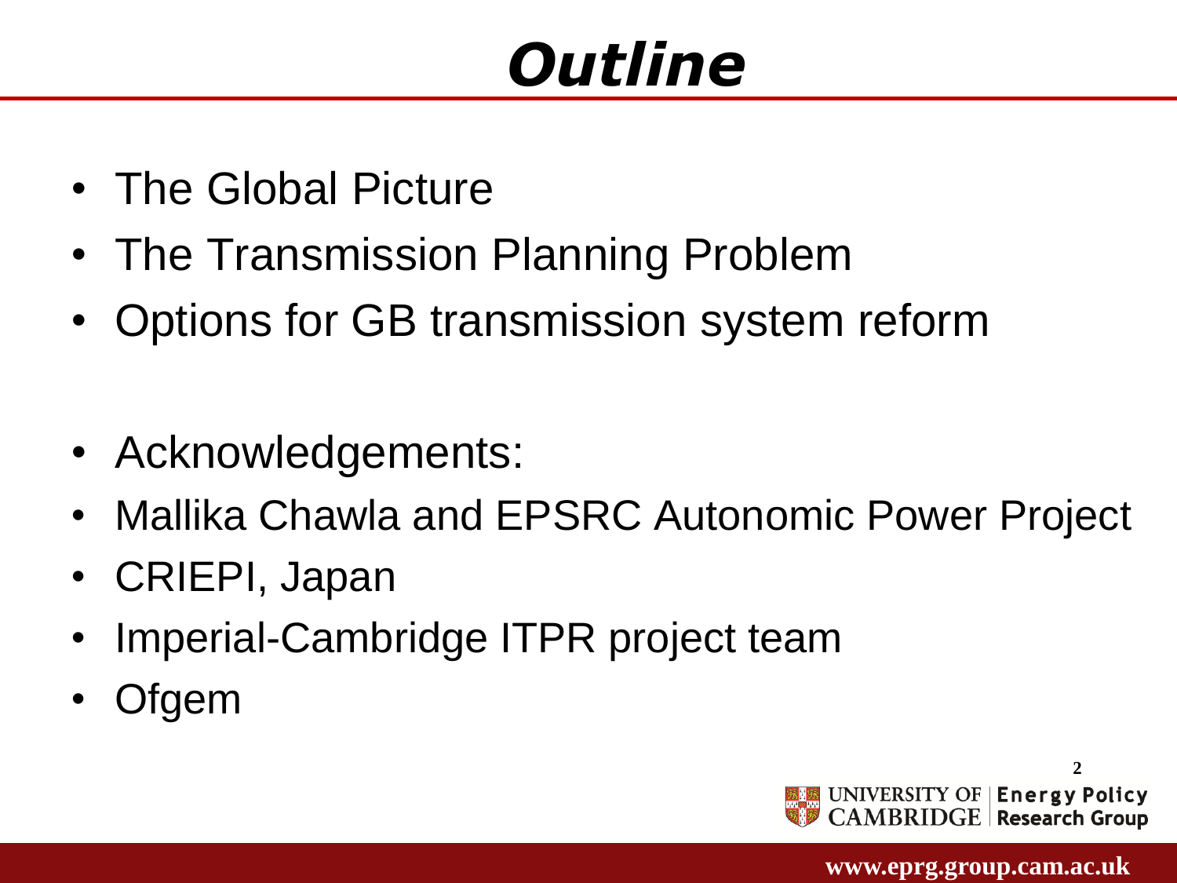# Outline

- The Global Picture
- The Transmission Planning Problem
- Options for GB transmission system reform

- Acknowledgements:
- Mallika Chawla and EPSRC Autonomic Power Project
- CRIEPI, Japan
- Imperial-Cambridge ITPR project team
- Ofgem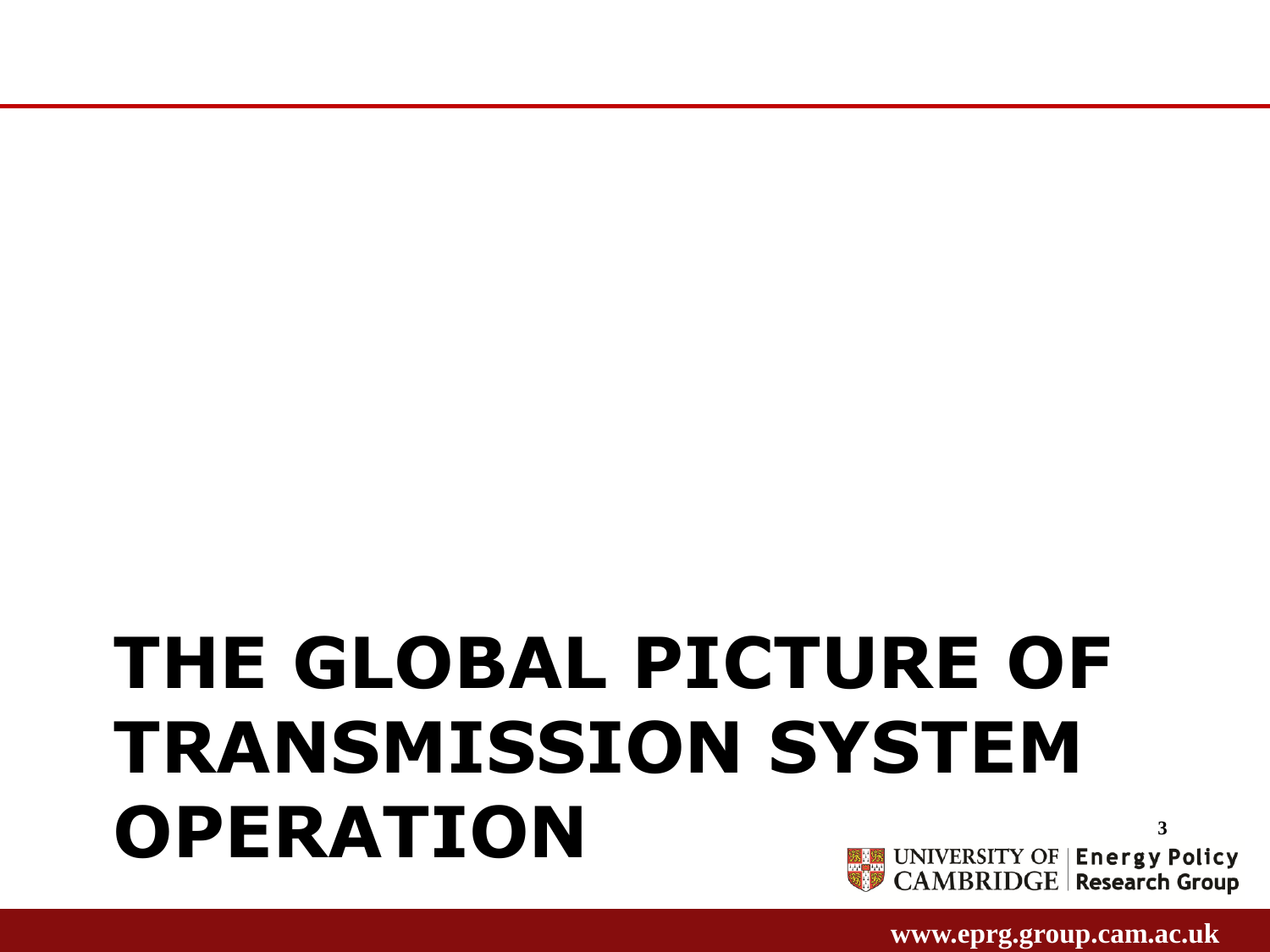# THE GLOBAL PICTURE OF TRANSMISSION SYSTEM OPERATION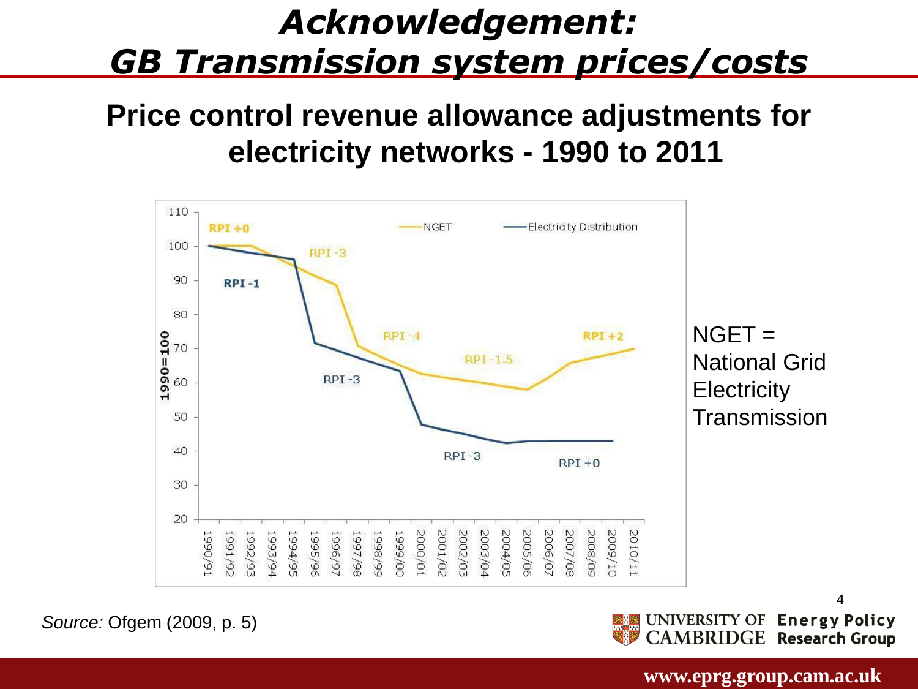# *Acknowledgement: GB Transmission system prices/costs*

## Price control revenue allowance adjustments for electricity networks - 1990 to 2011

NGET = National Grid Electricity Transmission

*Source:* Ofgem (2009, p. 5)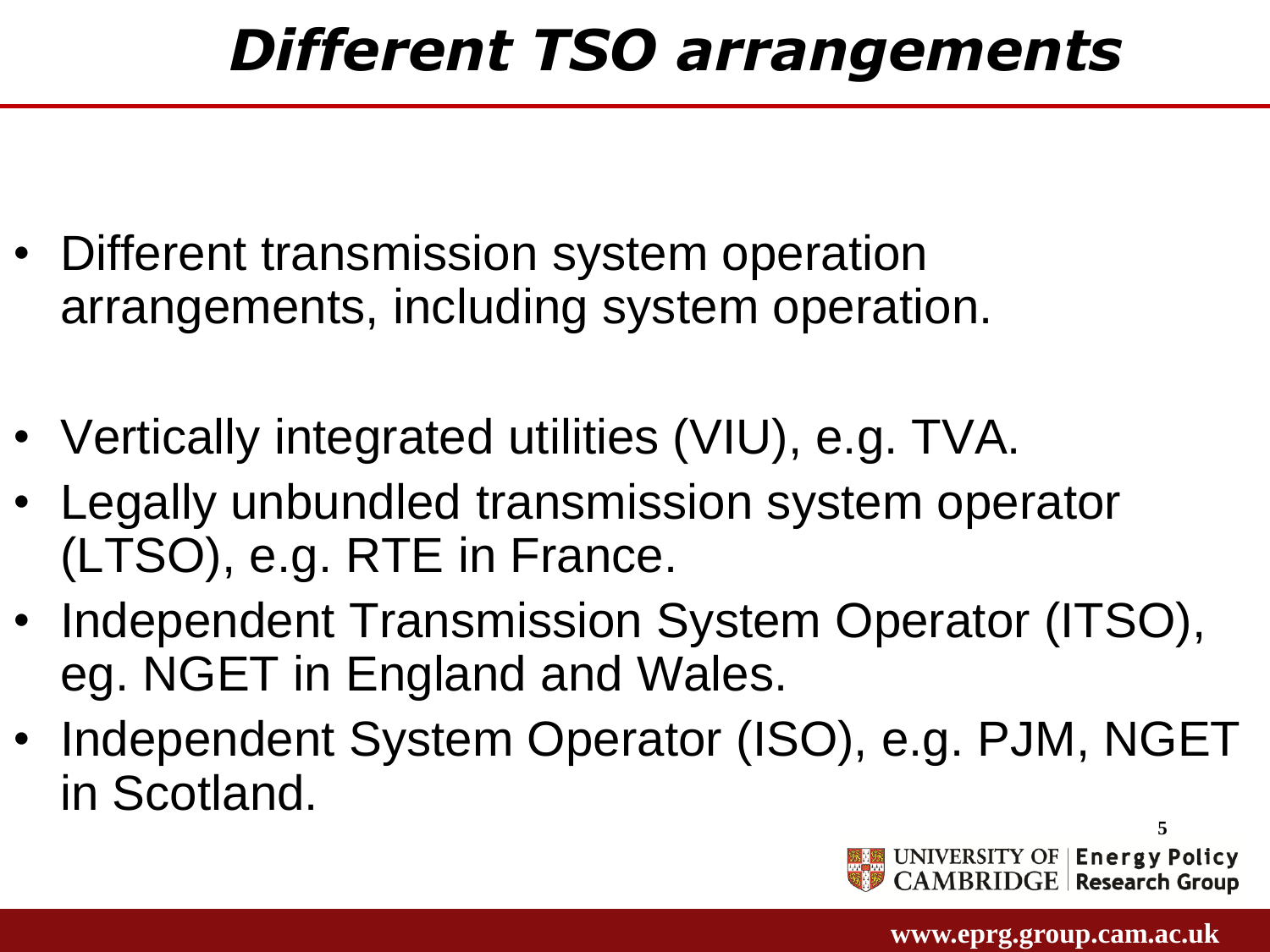# *Different TSO arrangements*

- Different transmission system operation arrangements, including system operation.

- Vertically integrated utilities (VIU), e.g. TVA.
- Legally unbundled transmission system operator (LTSO), e.g. RTE in France.
- Independent Transmission System Operator (ITSO), eg. NGET in England and Wales.
- Independent System Operator (ISO), e.g. PJM, NGET in Scotland.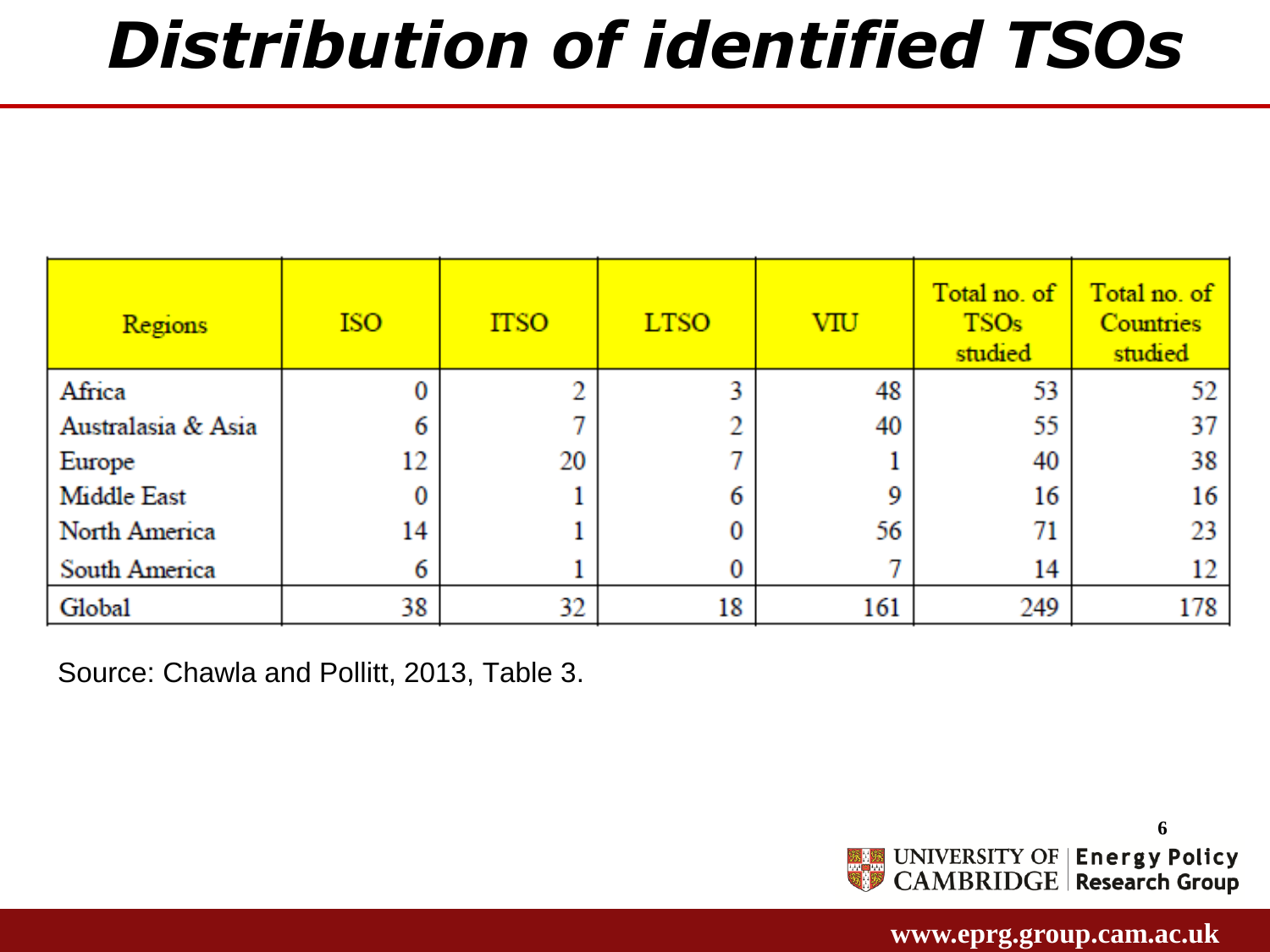# Distribution of identified TSOs

| Regions | ISO | ITSO | LTSO | VIU | Total no. of TSOs studied | Total no. of Countries studied |
|---|---|---|---|---|---|---|
| Africa | 0 | 2 | 3 | 48 | 53 | 52 |
| Australasia & Asia | 6 | 7 | 2 | 40 | 55 | 37 |
| Europe | 12 | 20 | 7 | 1 | 40 | 38 |
| Middle East | 0 | 1 | 6 | 9 | 16 | 16 |
| North America | 14 | 1 | 0 | 56 | 71 | 23 |
| South America | 6 | 1 | 0 | 7 | 14 | 12 |
| Global | 38 | 32 | 18 | 161 | 249 | 178 |

Source: Chawla and Pollitt, 2013, Table 3.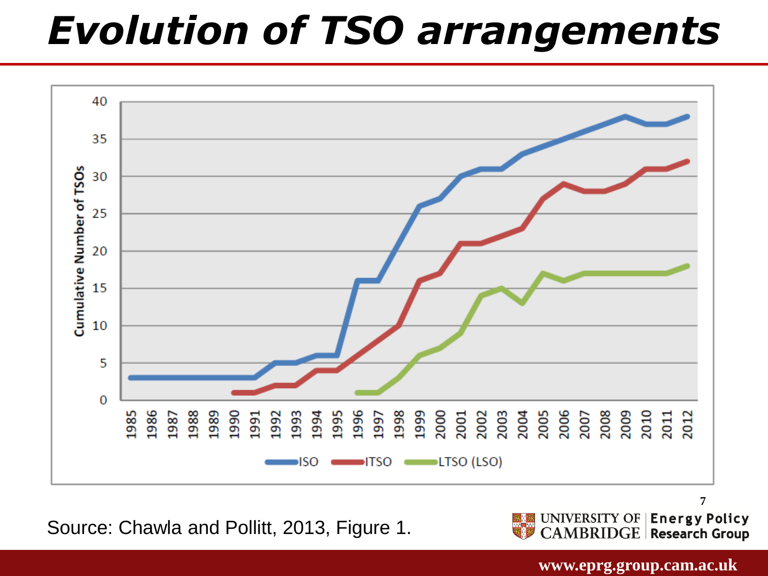# Evolution of TSO arrangements

Source: Chawla and Pollitt, 2013, Figure 1.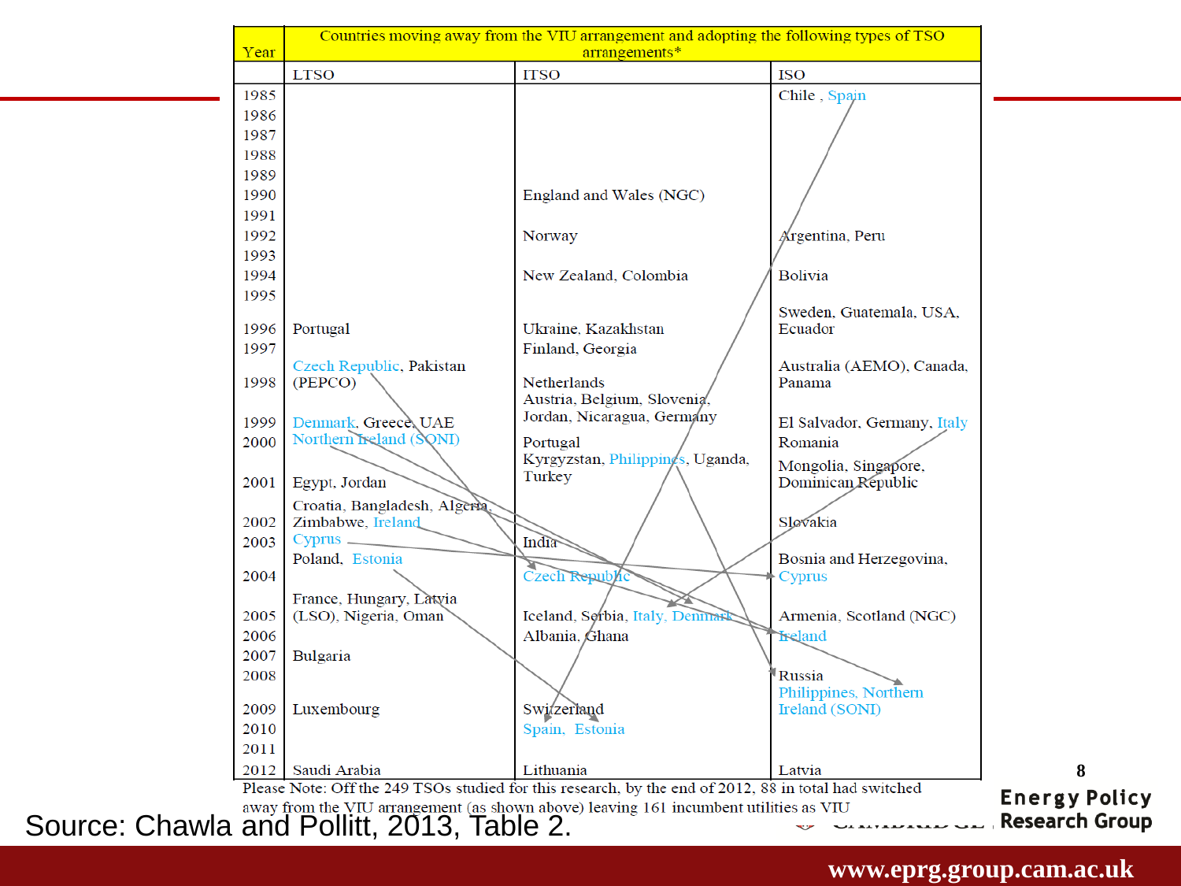| Year | Countries moving away from the VIU arrangement and adopting the following types of TSO arrangements* | | |
|---|---|---|---|
| | LTSO | ITSO | ISO |
| 1985 | | | Chile , Spain |
| 1986 | | | |
| 1987 | | | |
| 1988 | | | |
| 1989 | | | |
| 1990 | | England and Wales (NGC) | |
| 1991 | | | |
| 1992 | | Norway | Argentina, Peru |
| 1993 | | | |
| 1994 | | New Zealand, Colombia | Bolivia |
| 1995 | | | Sweden, Guatemala, USA, Ecuador |
| 1996 | Portugal | Ukraine, Kazakhstan | |
| 1997 | | Finland, Georgia | |
| 1998 | Czech Republic, Pakistan (PEPCO) | Netherlands | Australia (AEMO), Canada, Panama |
| 1999 | Denmark, Greece, UAE | Austria, Belgium, Slovenia, Jordan, Nicaragua, Germany | El Salvador, Germany, Italy |
| 2000 | Northern Ireland (SONI) | Portugal | Romania |
| 2001 | Egypt, Jordan | Kyrgyzstan, Philippines, Uganda, Turkey | Mongolia, Singapore, Dominican Republic |
| 2002 | Croatia, Bangladesh, Algeria, Zimbabwe, Ireland | | Slovakia |
| 2003 | Cyprus | India | |
| 2004 | Poland, Estonia | Czech Republic | Bosnia and Herzegovina, Cyprus |
| 2005 | France, Hungary, Latvia (LSO), Nigeria, Oman | Iceland, Serbia, Italy, Denmark | Armenia, Scotland (NGC) |
| 2006 | | Albania, Ghana | Ireland |
| 2007 | Bulgaria | | |
| 2008 | | | Russia |
| 2009 | Luxembourg | Switzerland | Philippines, Northern Ireland (SONI) |
| 2010 | | Spain, Estonia | |
| 2011 | | | |
| 2012 | Saudi Arabia | Lithuania | Latvia |

Please Note: Off the 249 TSOs studied for this research, by the end of 2012, 88 in total had switched away from the VIU arrangement (as shown above) leaving 161 incumbent utilities as VIU

Source: Chawla and Pollitt, 2013, Table 2.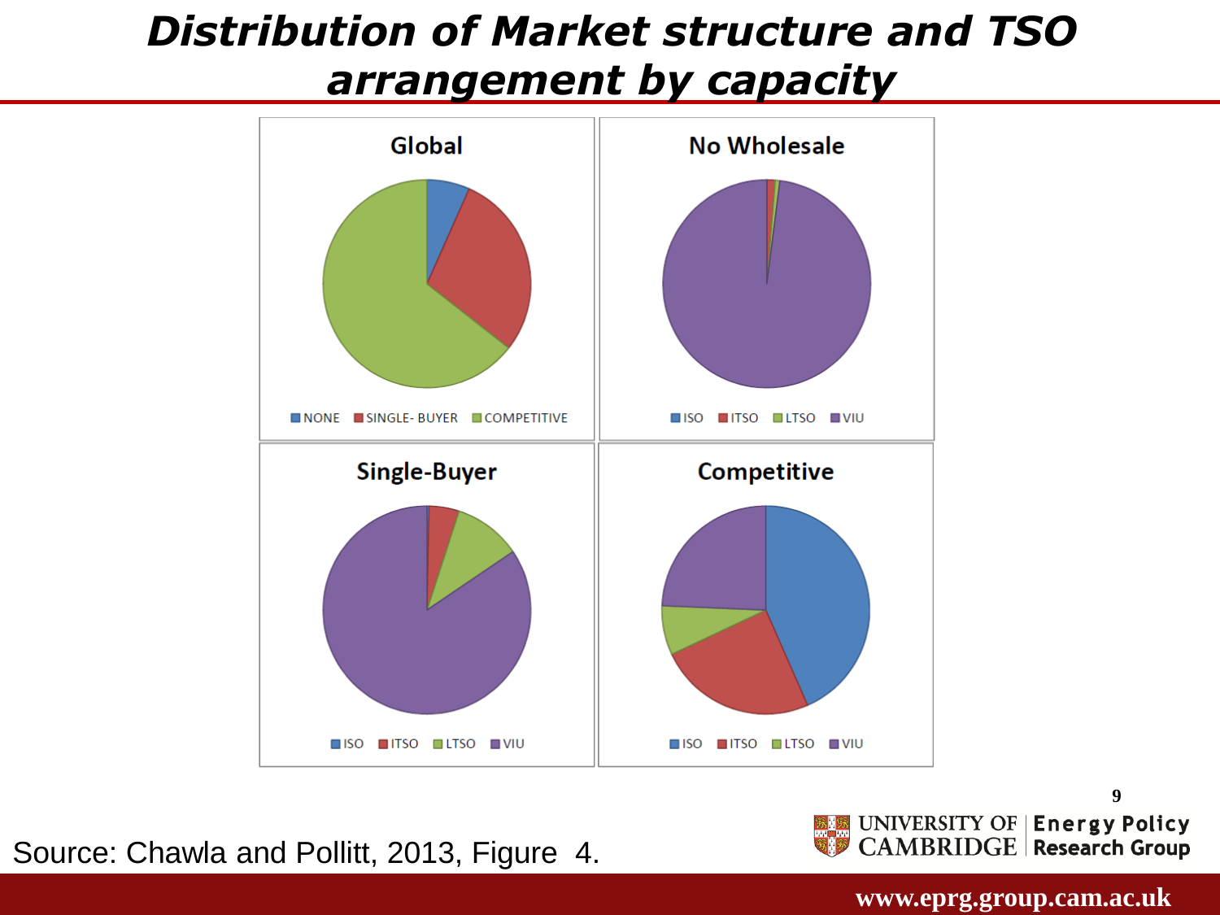# *Distribution of Market structure and TSO arrangement by capacity*

Source: Chawla and Pollitt, 2013, Figure 4.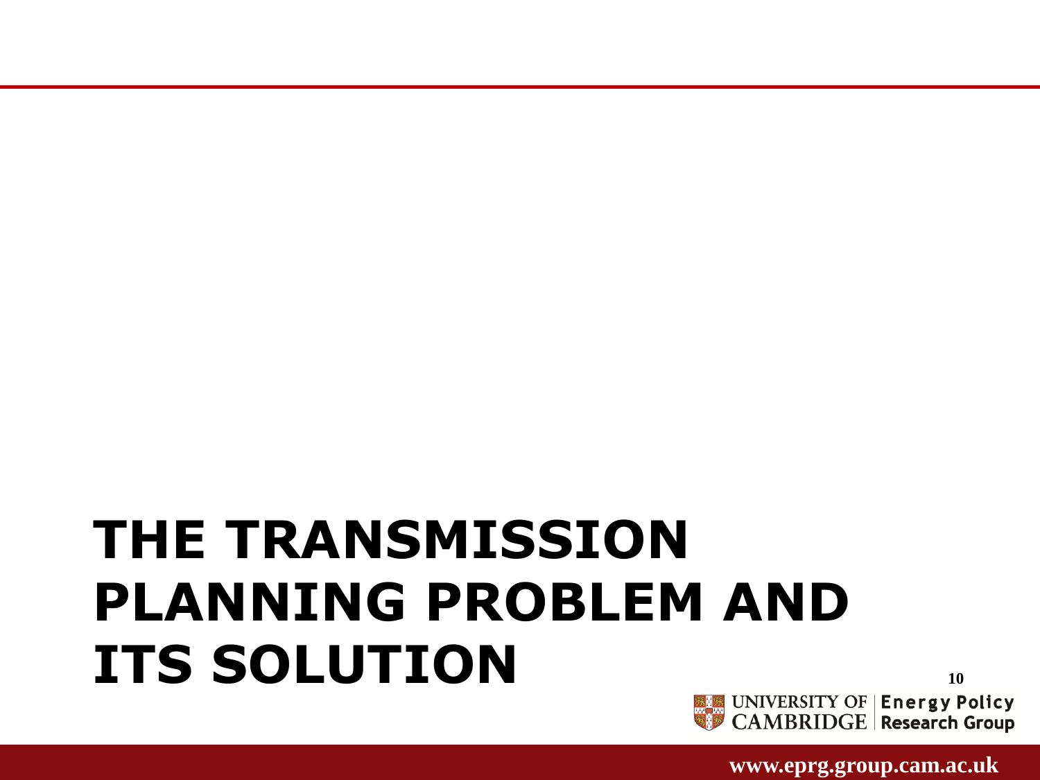# THE TRANSMISSION PLANNING PROBLEM AND ITS SOLUTION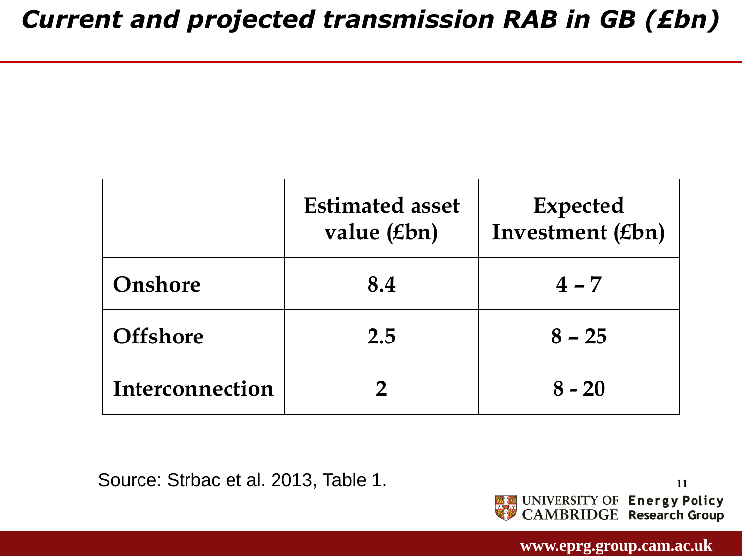# Current and projected transmission RAB in GB (£bn)

| | Estimated asset value (£bn) | Expected Investment (£bn) |
|---|---|---|
| **Onshore** | 8.4 | 4 – 7 |
| **Offshore** | 2.5 | 8 – 25 |
| **Interconnection** | 2 | 8 - 20 |

Source: Strbac et al. 2013, Table 1.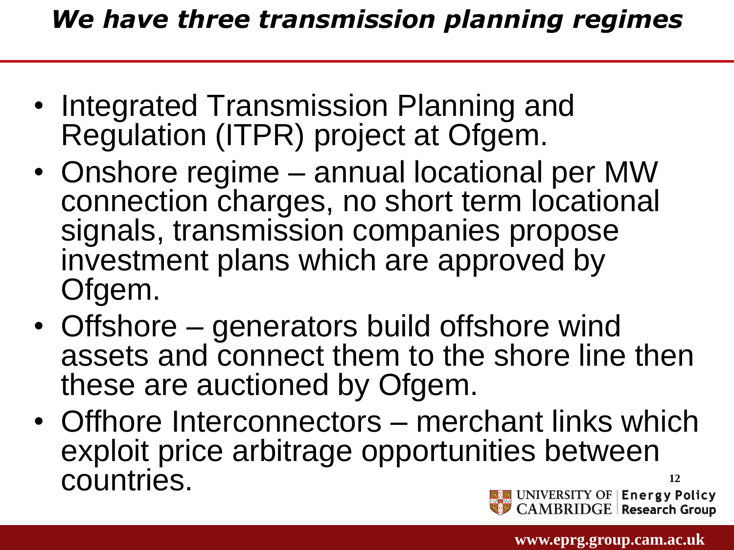# *We have three transmission planning regimes*

- Integrated Transmission Planning and Regulation (ITPR) project at Ofgem.
- Onshore regime – annual locational per MW connection charges, no short term locational signals, transmission companies propose investment plans which are approved by Ofgem.
- Offshore – generators build offshore wind assets and connect them to the shore line then these are auctioned by Ofgem.
- Offhore Interconnectors – merchant links which exploit price arbitrage opportunities between countries.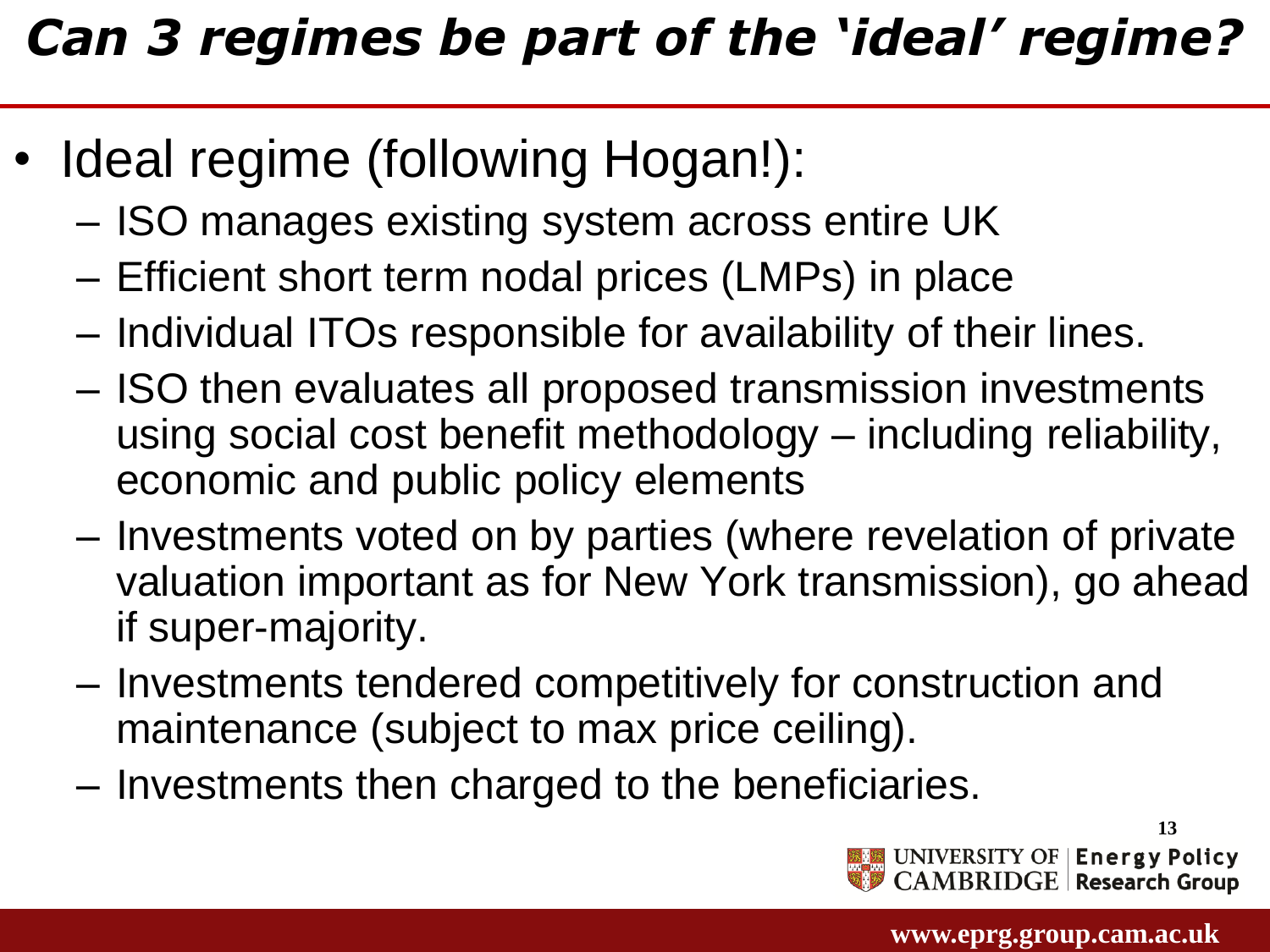# *Can 3 regimes be part of the 'ideal' regime?*

- Ideal regime (following Hogan!):
  - ISO manages existing system across entire UK
  - Efficient short term nodal prices (LMPs) in place
  - Individual ITOs responsible for availability of their lines.
  - ISO then evaluates all proposed transmission investments using social cost benefit methodology – including reliability, economic and public policy elements
  - Investments voted on by parties (where revelation of private valuation important as for New York transmission), go ahead if super-majority.
  - Investments tendered competitively for construction and maintenance (subject to max price ceiling).
  - Investments then charged to the beneficiaries.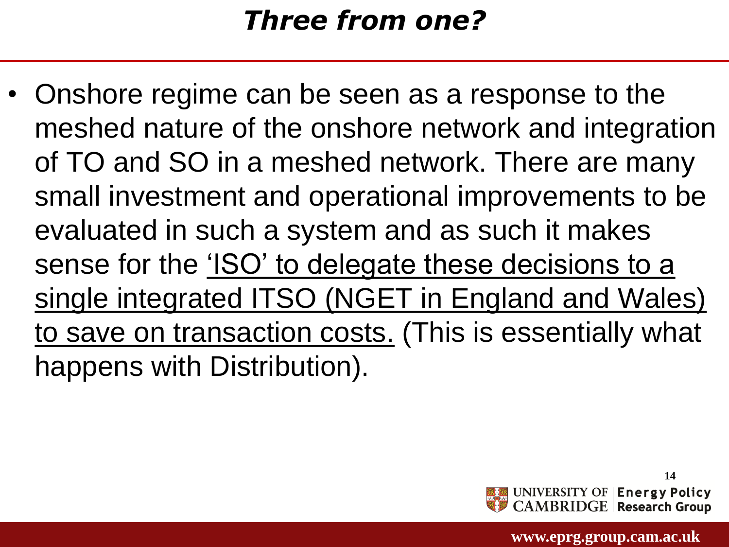# ***Three from one?***

- Onshore regime can be seen as a response to the meshed nature of the onshore network and integration of TO and SO in a meshed network. There are many small investment and operational improvements to be evaluated in such a system and as such it makes sense for the <u>'ISO' to delegate these decisions to a single integrated ITSO (NGET in England and Wales) to save on transaction costs.</u> (This is essentially what happens with Distribution).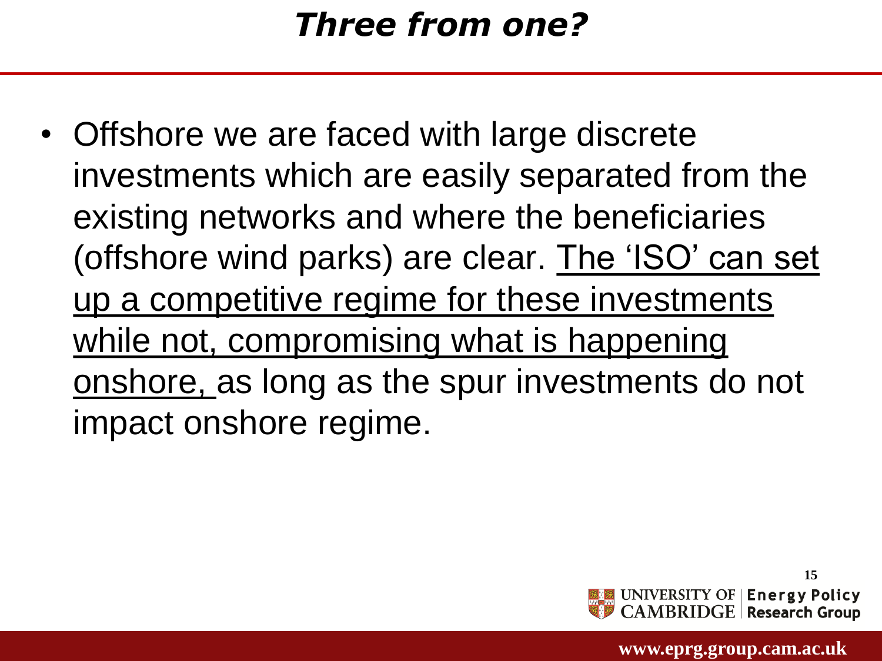# *Three from one?*

- Offshore we are faced with large discrete investments which are easily separated from the existing networks and where the beneficiaries (offshore wind parks) are clear. <u>The 'ISO' can set up a competitive regime for these investments while not, compromising what is happening onshore,</u> as long as the spur investments do not impact onshore regime.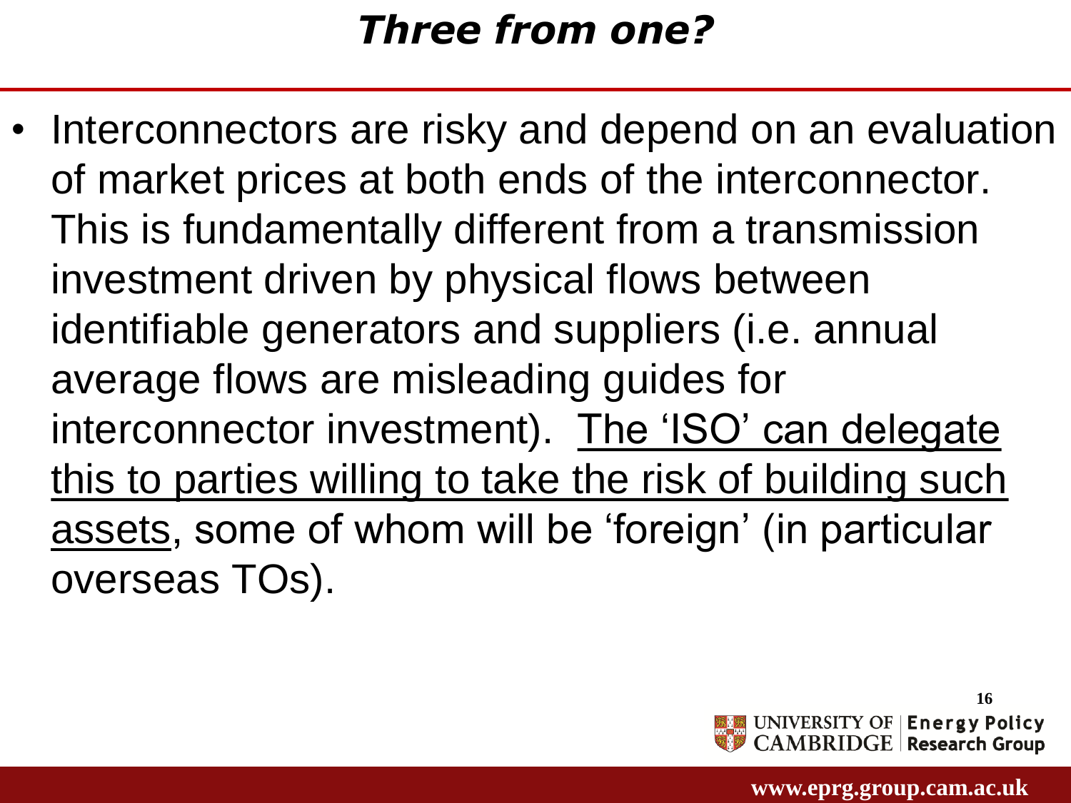# *Three from one?*

- Interconnectors are risky and depend on an evaluation of market prices at both ends of the interconnector. This is fundamentally different from a transmission investment driven by physical flows between identifiable generators and suppliers (i.e. annual average flows are misleading guides for interconnector investment). <u>The 'ISO' can delegate this to parties willing to take the risk of building such assets</u>, some of whom will be 'foreign' (in particular overseas TOs).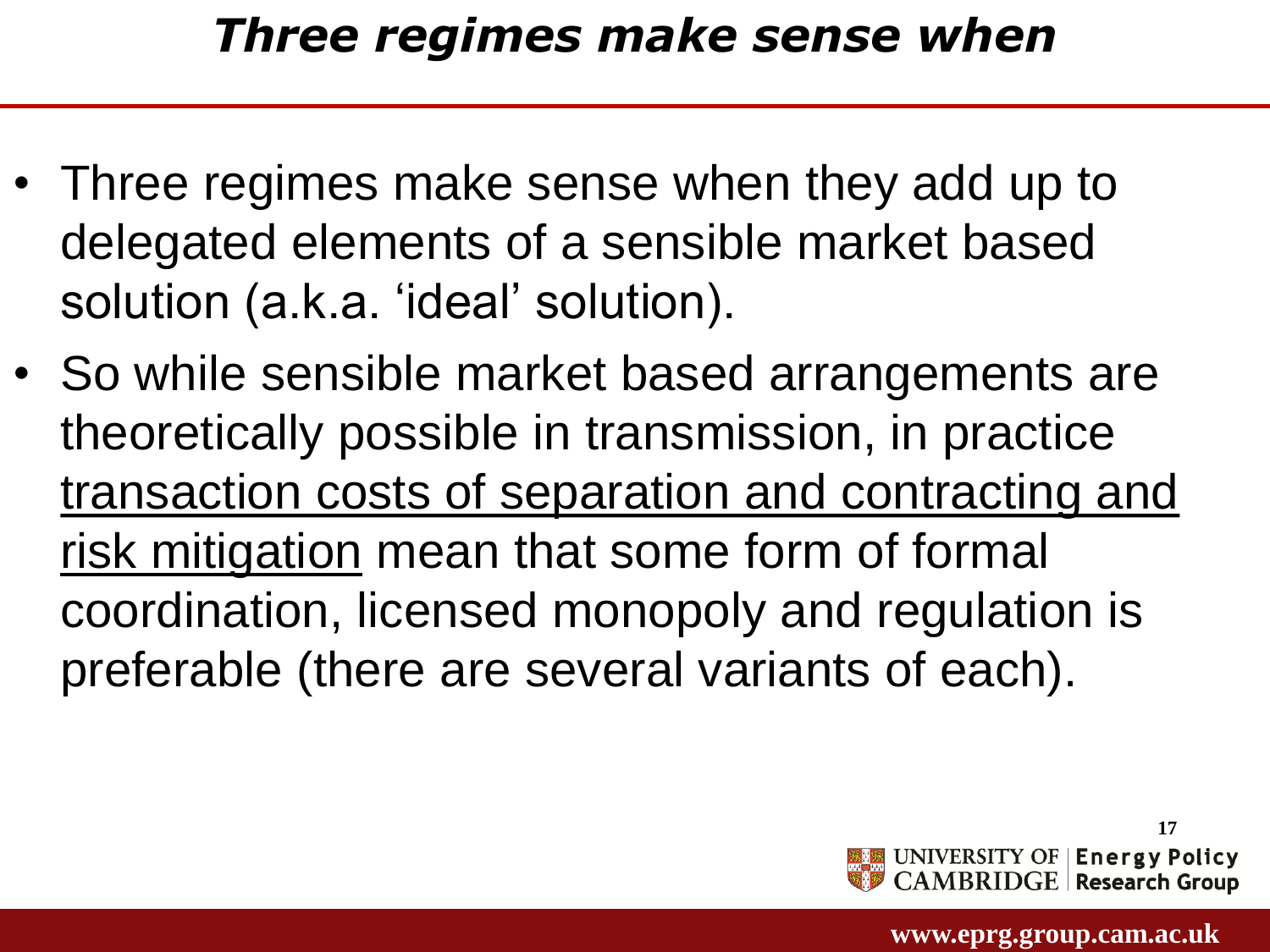# *Three regimes make sense when*

- Three regimes make sense when they add up to delegated elements of a sensible market based solution (a.k.a. 'ideal' solution).
- So while sensible market based arrangements are theoretically possible in transmission, in practice <u>transaction costs of separation and contracting and risk mitigation</u> mean that some form of formal coordination, licensed monopoly and regulation is preferable (there are several variants of each).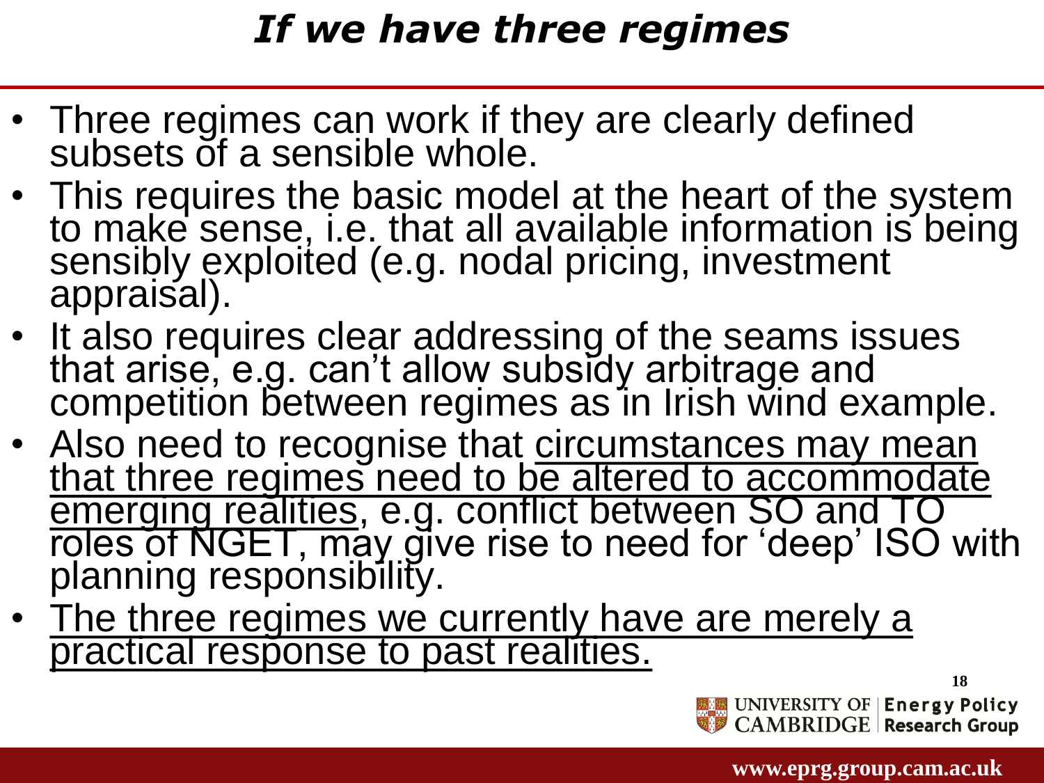# *If we have three regimes*

- Three regimes can work if they are clearly defined subsets of a sensible whole.
- This requires the basic model at the heart of the system to make sense, i.e. that all available information is being sensibly exploited (e.g. nodal pricing, investment appraisal).
- It also requires clear addressing of the seams issues that arise, e.g. can't allow subsidy arbitrage and competition between regimes as in Irish wind example.
- Also need to recognise that <u>circumstances may mean that three regimes need to be altered to accommodate emerging realities</u>, e.g. conflict between SO and TO roles of NGET, may give rise to need for 'deep' ISO with planning responsibility.
- <u>The three regimes we currently have are merely a practical response to past realities.</u>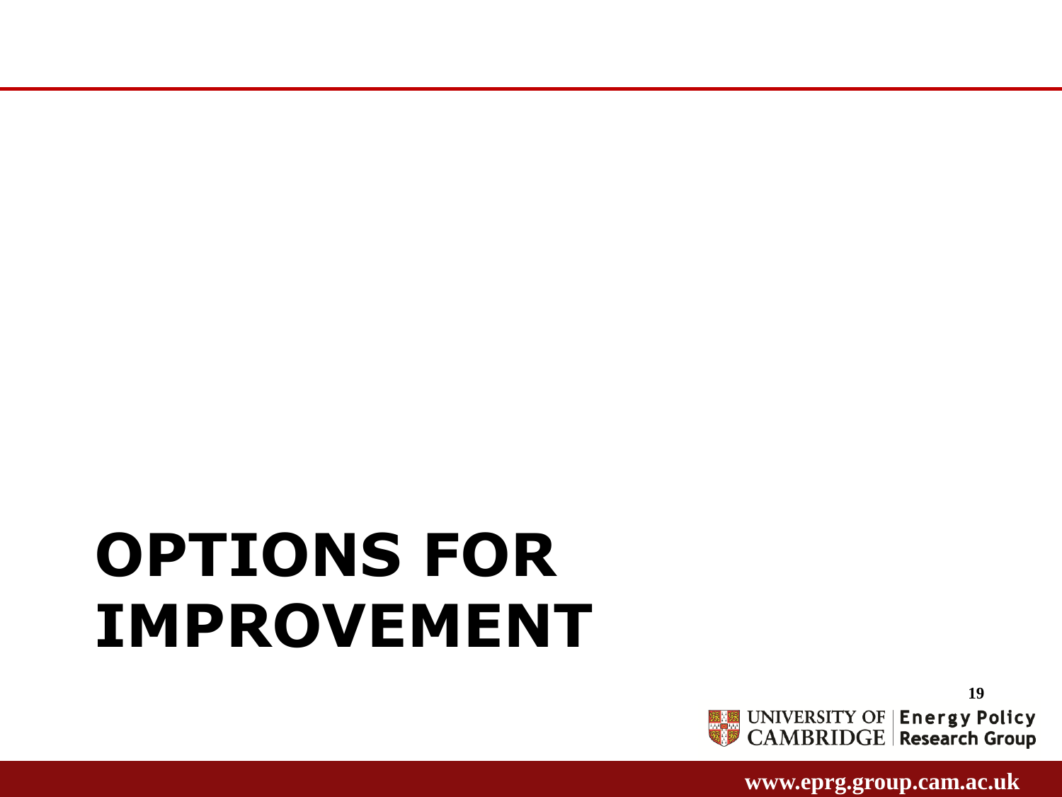# OPTIONS FOR IMPROVEMENT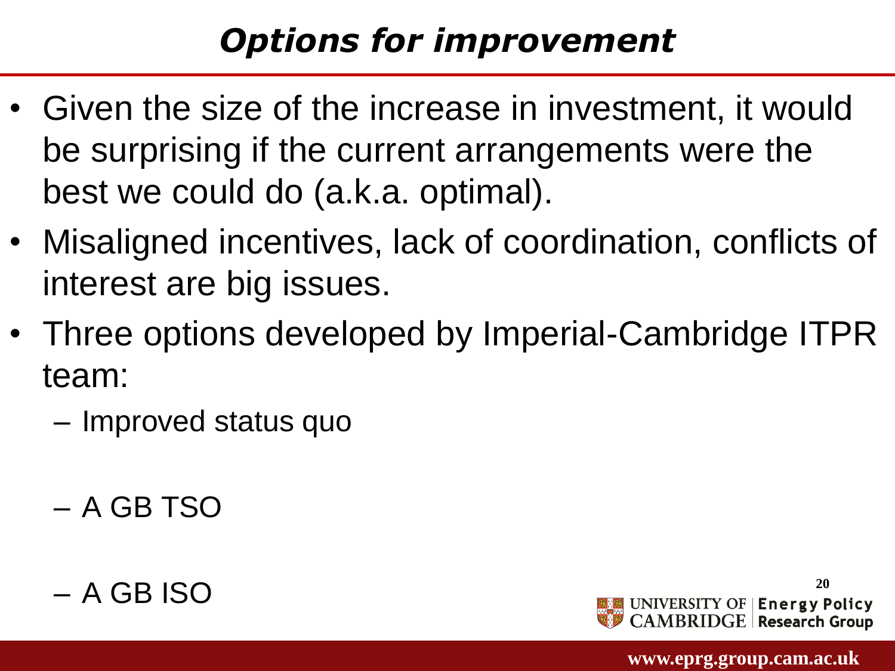# *Options for improvement*

- Given the size of the increase in investment, it would be surprising if the current arrangements were the best we could do (a.k.a. optimal).
- Misaligned incentives, lack of coordination, conflicts of interest are big issues.
- Three options developed by Imperial-Cambridge ITPR team:
  - Improved status quo
  - A GB TSO
  - A GB ISO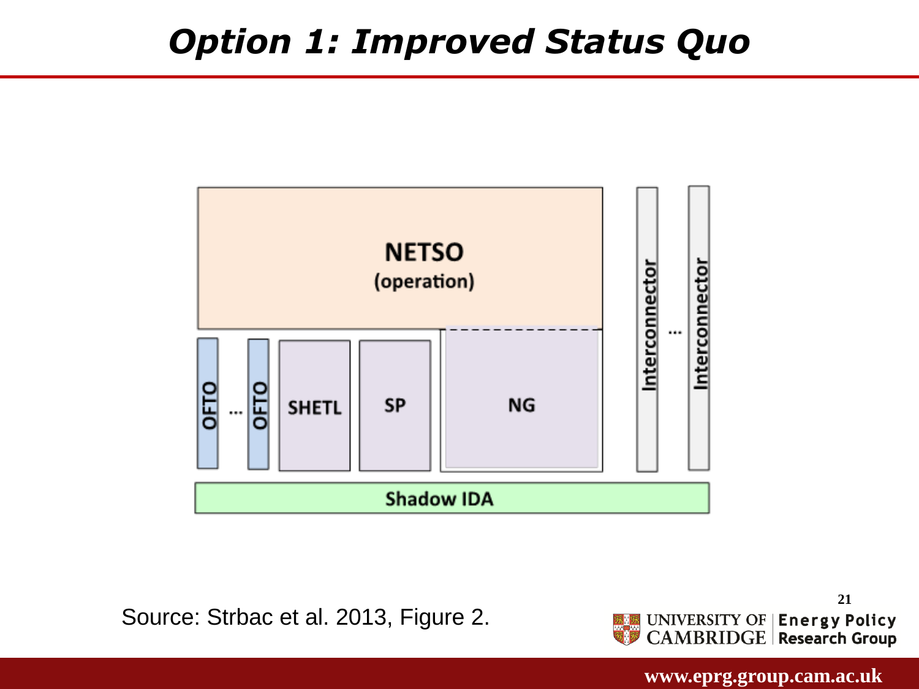# *Option 1: Improved Status Quo*

NETSO
(operation)

OFTO ... OFTO | SHETL | SP | NG | Interconnector ... Interconnector

Shadow IDA

Source: Strbac et al. 2013, Figure 2.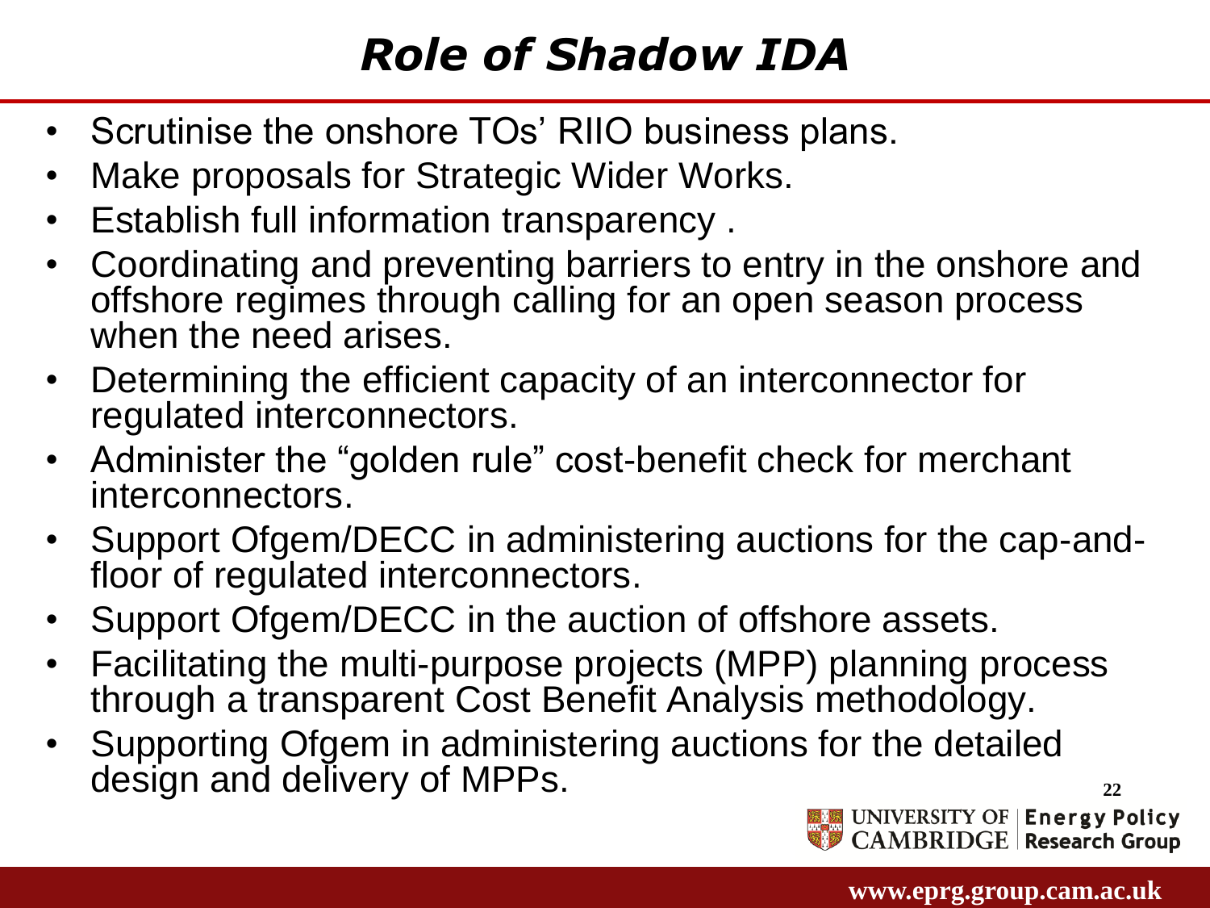# *Role of Shadow IDA*

- Scrutinise the onshore TOs' RIIO business plans.
- Make proposals for Strategic Wider Works.
- Establish full information transparency .
- Coordinating and preventing barriers to entry in the onshore and offshore regimes through calling for an open season process when the need arises.
- Determining the efficient capacity of an interconnector for regulated interconnectors.
- Administer the "golden rule" cost-benefit check for merchant interconnectors.
- Support Ofgem/DECC in administering auctions for the cap-and-floor of regulated interconnectors.
- Support Ofgem/DECC in the auction of offshore assets.
- Facilitating the multi-purpose projects (MPP) planning process through a transparent Cost Benefit Analysis methodology.
- Supporting Ofgem in administering auctions for the detailed design and delivery of MPPs.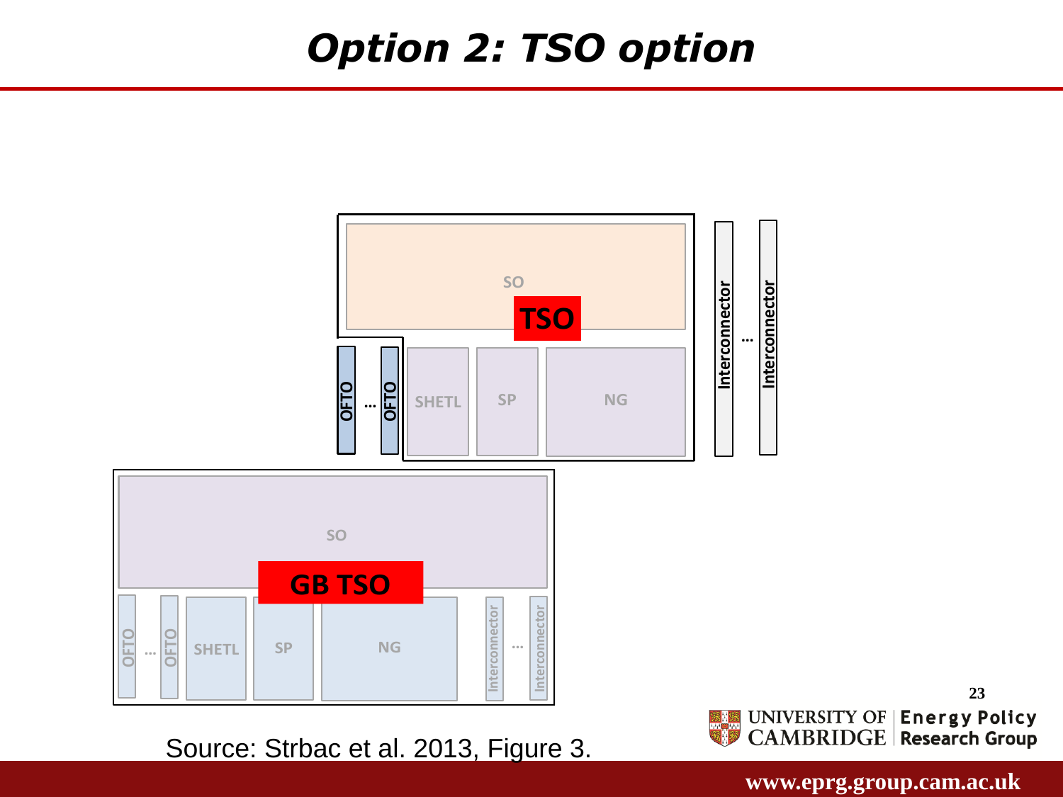# Option 2: TSO option

SO

**TSO**

OFTO ... OFTO | SHETL | SP | NG

Interconnector ... Interconnector

SO

**GB TSO**

OFTO ... OFTO | SHETL | SP | NG | Interconnector ... Interconnector

Source: Strbac et al. 2013, Figure 3.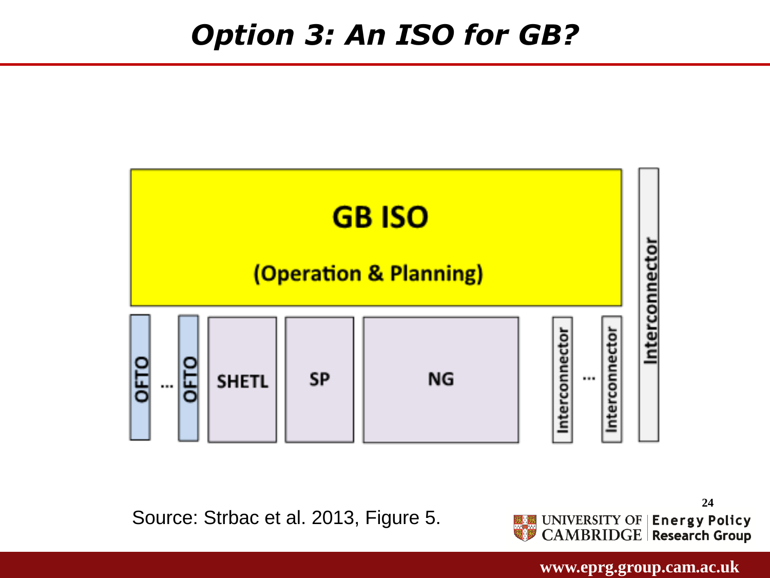# Option 3: An ISO for GB?

GB ISO

(Operation & Planning)

OFTO ... OFTO | SHETL | SP | NG | Interconnector ... Interconnector | Interconnector

Source: Strbac et al. 2013, Figure 5.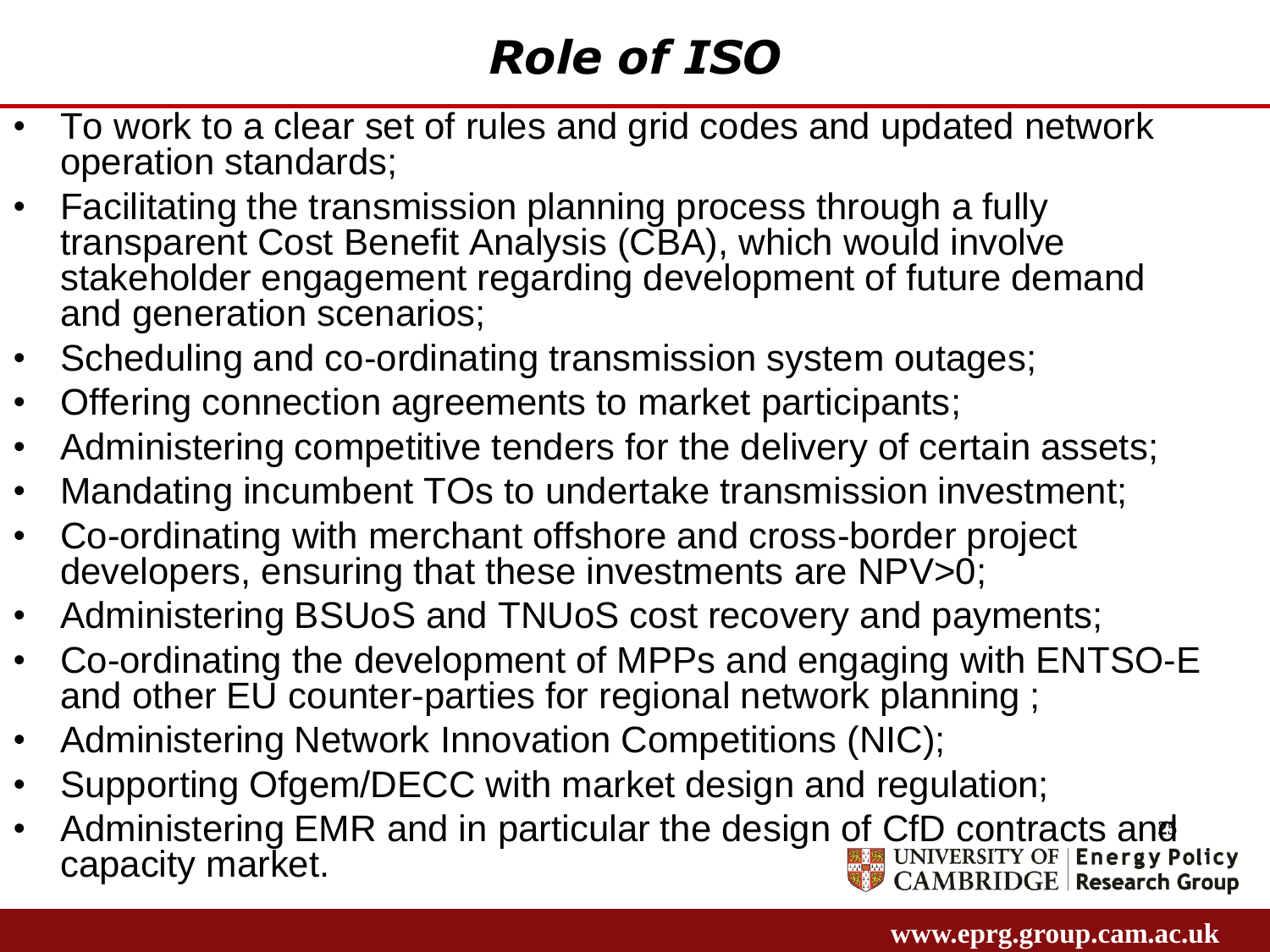# *Role of ISO*

- To work to a clear set of rules and grid codes and updated network operation standards;
- Facilitating the transmission planning process through a fully transparent Cost Benefit Analysis (CBA), which would involve stakeholder engagement regarding development of future demand and generation scenarios;
- Scheduling and co-ordinating transmission system outages;
- Offering connection agreements to market participants;
- Administering competitive tenders for the delivery of certain assets;
- Mandating incumbent TOs to undertake transmission investment;
- Co-ordinating with merchant offshore and cross-border project developers, ensuring that these investments are NPV>0;
- Administering BSUoS and TNUoS cost recovery and payments;
- Co-ordinating the development of MPPs and engaging with ENTSO-E and other EU counter-parties for regional network planning ;
- Administering Network Innovation Competitions (NIC);
- Supporting Ofgem/DECC with market design and regulation;
- Administering EMR and in particular the design of CfD contracts and capacity market.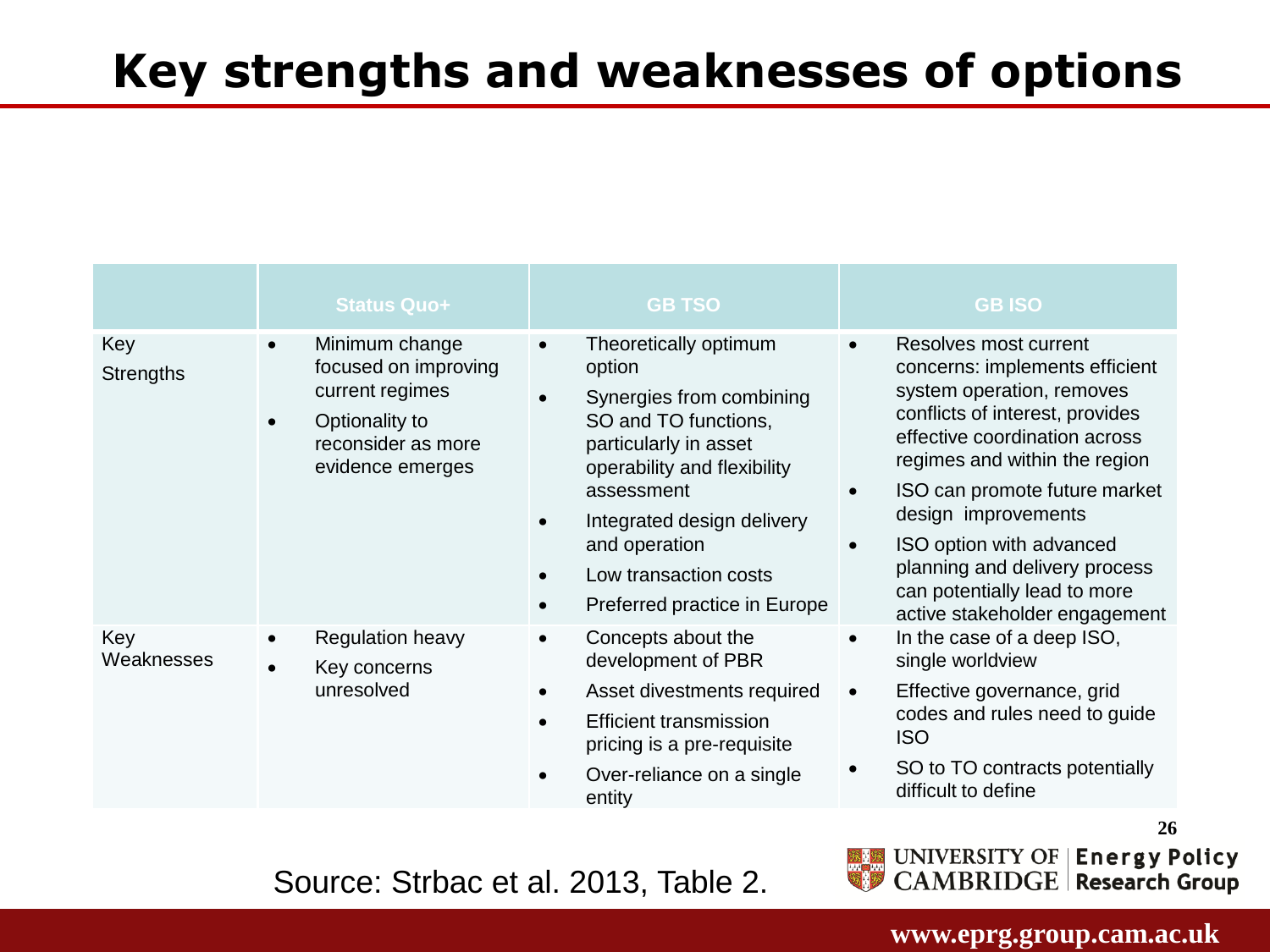# Key strengths and weaknesses of options

| | Status Quo+ | GB TSO | GB ISO |
|---|---|---|---|
| Key Strengths | • Minimum change focused on improving current regimes<br>• Optionality to reconsider as more evidence emerges | • Theoretically optimum option<br>• Synergies from combining SO and TO functions, particularly in asset operability and flexibility assessment<br>• Integrated design delivery and operation<br>• Low transaction costs<br>• Preferred practice in Europe | • Resolves most current concerns: implements efficient system operation, removes conflicts of interest, provides effective coordination across regimes and within the region<br>• ISO can promote future market design improvements<br>• ISO option with advanced planning and delivery process can potentially lead to more active stakeholder engagement |
| Key Weaknesses | • Regulation heavy<br>• Key concerns unresolved | • Concepts about the development of PBR<br>• Asset divestments required<br>• Efficient transmission pricing is a pre-requisite<br>• Over-reliance on a single entity | • In the case of a deep ISO, single worldview<br>• Effective governance, grid codes and rules need to guide ISO<br>• SO to TO contracts potentially difficult to define |

Source: Strbac et al. 2013, Table 2.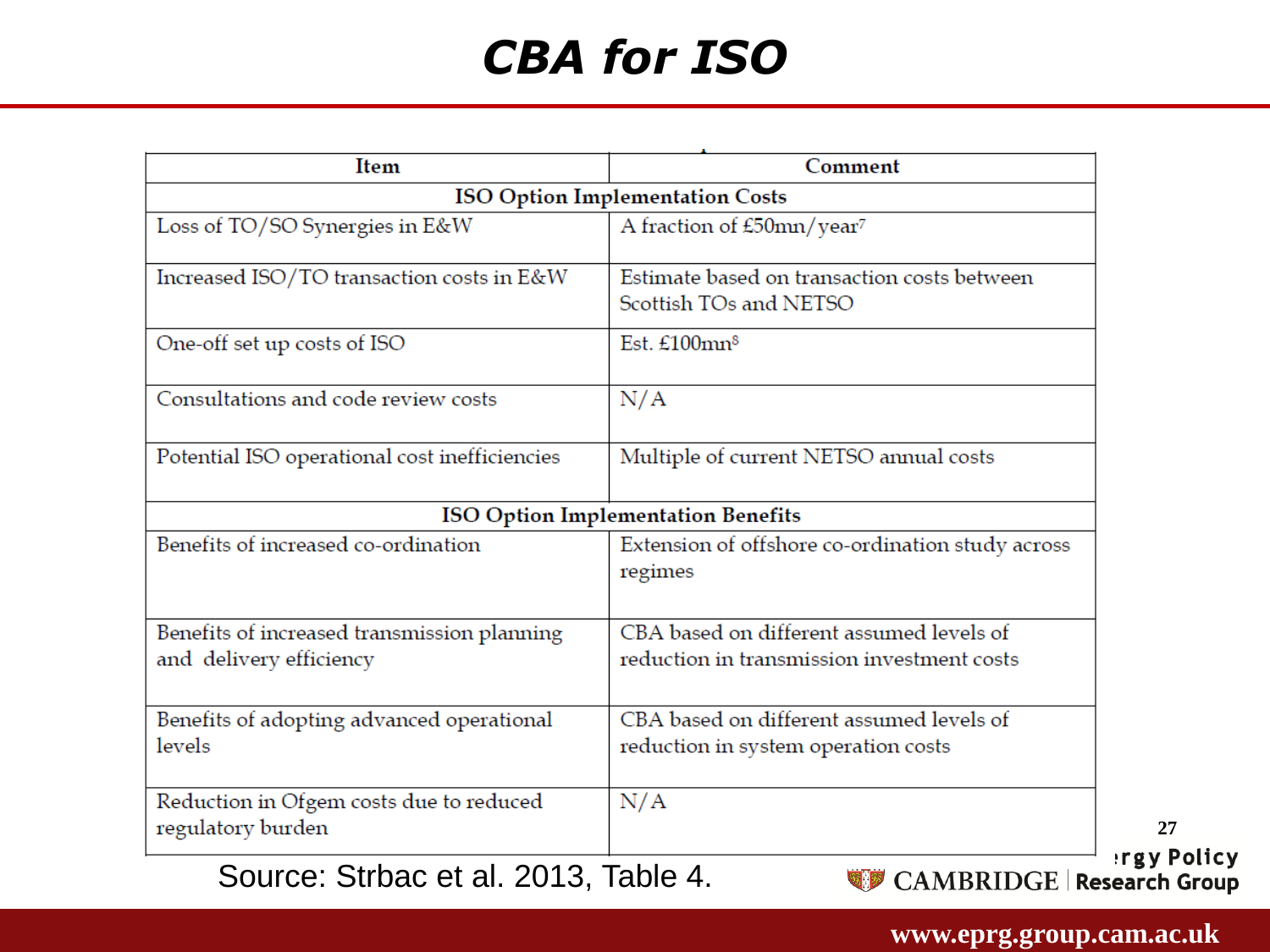# CBA for ISO

| Item | Comment |
|---|---|
| **ISO Option Implementation Costs** | |
| Loss of TO/SO Synergies in E&W | A fraction of £50mn/year[7] |
| Increased ISO/TO transaction costs in E&W | Estimate based on transaction costs between Scottish TOs and NETSO |
| One-off set up costs of ISO | Est. £100mn[8] |
| Consultations and code review costs | N/A |
| Potential ISO operational cost inefficiencies | Multiple of current NETSO annual costs |
| **ISO Option Implementation Benefits** | |
| Benefits of increased co-ordination | Extension of offshore co-ordination study across regimes |
| Benefits of increased transmission planning and delivery efficiency | CBA based on different assumed levels of reduction in transmission investment costs |
| Benefits of adopting advanced operational levels | CBA based on different assumed levels of reduction in system operation costs |
| Reduction in Ofgem costs due to reduced regulatory burden | N/A |

Source: Strbac et al. 2013, Table 4.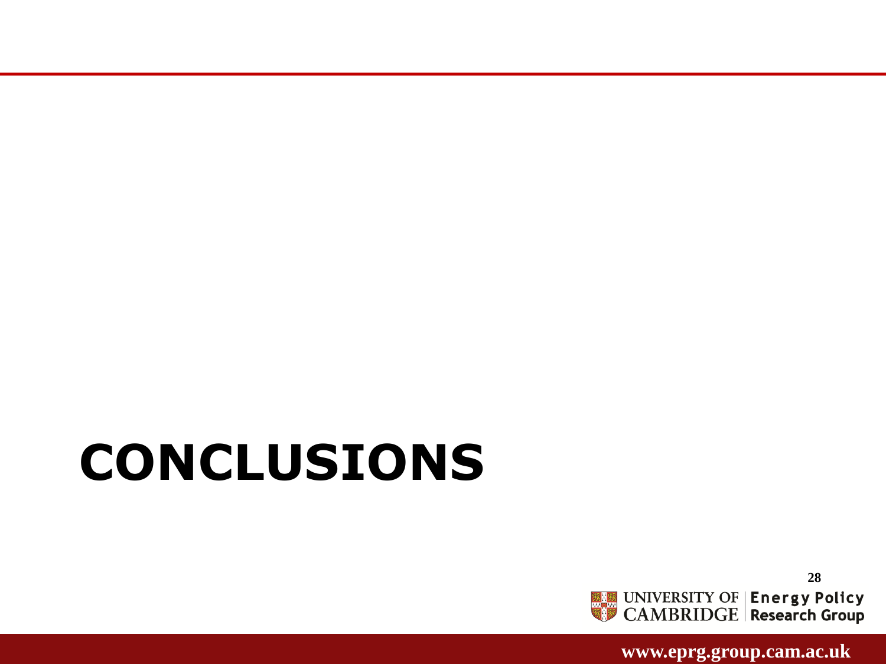# CONCLUSIONS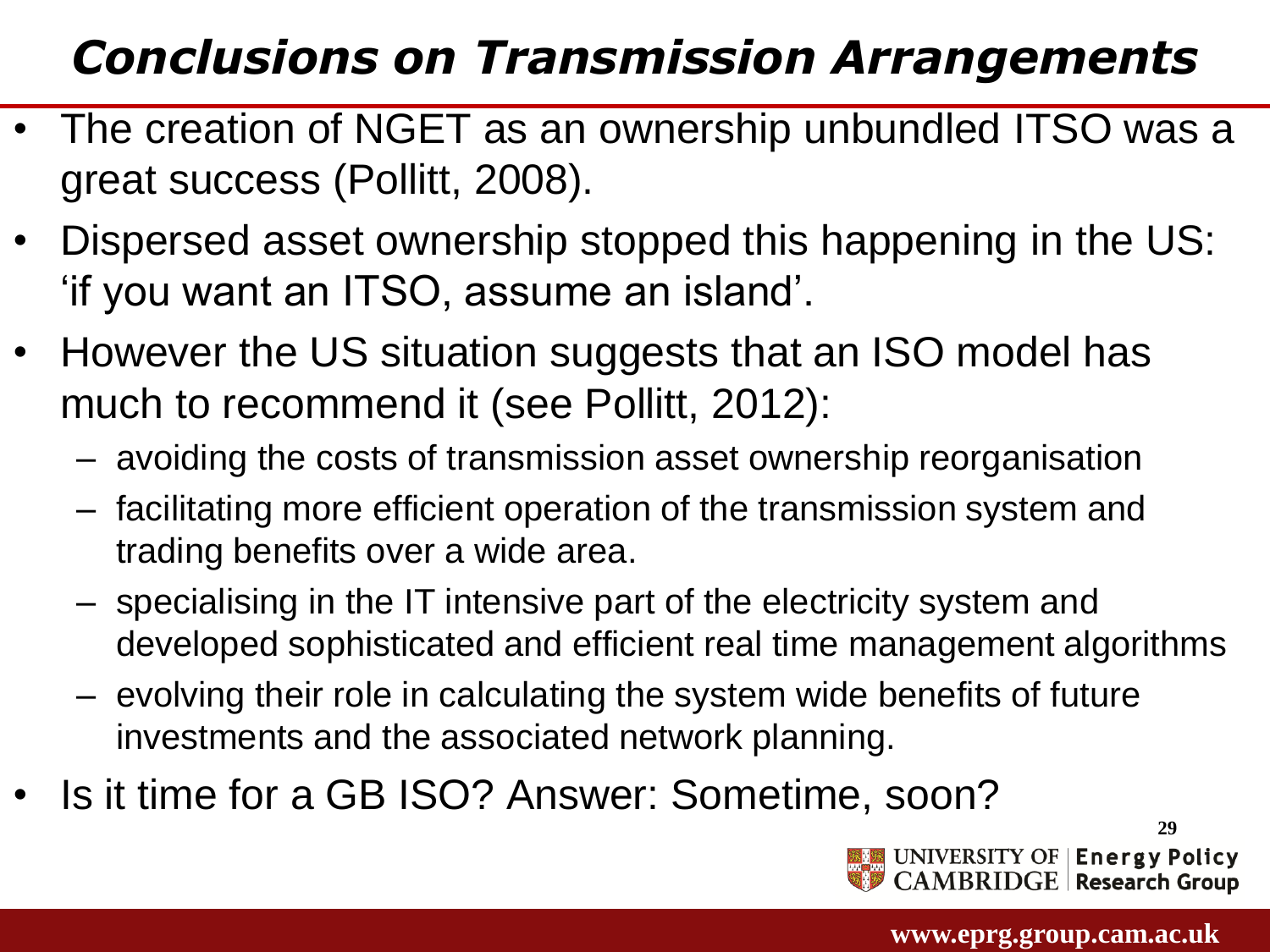# *Conclusions on Transmission Arrangements*

- The creation of NGET as an ownership unbundled ITSO was a great success (Pollitt, 2008).
- Dispersed asset ownership stopped this happening in the US: 'if you want an ITSO, assume an island'.
- However the US situation suggests that an ISO model has much to recommend it (see Pollitt, 2012):
  - avoiding the costs of transmission asset ownership reorganisation
  - facilitating more efficient operation of the transmission system and trading benefits over a wide area.
  - specialising in the IT intensive part of the electricity system and developed sophisticated and efficient real time management algorithms
  - evolving their role in calculating the system wide benefits of future investments and the associated network planning.
- Is it time for a GB ISO? Answer: Sometime, soon?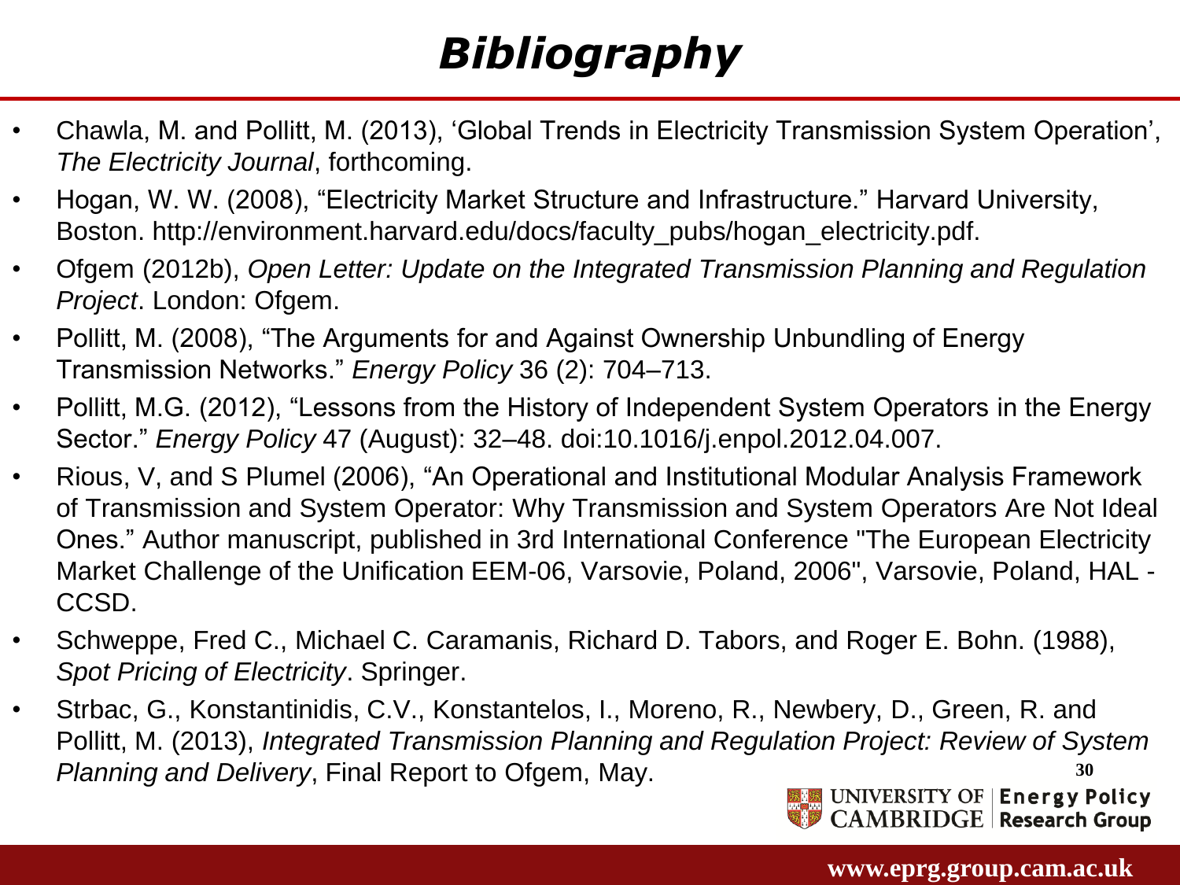# *Bibliography*

- Chawla, M. and Pollitt, M. (2013), 'Global Trends in Electricity Transmission System Operation', *The Electricity Journal*, forthcoming.
- Hogan, W. W. (2008), "Electricity Market Structure and Infrastructure." Harvard University, Boston. http://environment.harvard.edu/docs/faculty_pubs/hogan_electricity.pdf.
- Ofgem (2012b), *Open Letter: Update on the Integrated Transmission Planning and Regulation Project*. London: Ofgem.
- Pollitt, M. (2008), "The Arguments for and Against Ownership Unbundling of Energy Transmission Networks." *Energy Policy* 36 (2): 704–713.
- Pollitt, M.G. (2012), "Lessons from the History of Independent System Operators in the Energy Sector." *Energy Policy* 47 (August): 32–48. doi:10.1016/j.enpol.2012.04.007.
- Rious, V, and S Plumel (2006), "An Operational and Institutional Modular Analysis Framework of Transmission and System Operator: Why Transmission and System Operators Are Not Ideal Ones." Author manuscript, published in 3rd International Conference "The European Electricity Market Challenge of the Unification EEM-06, Varsovie, Poland, 2006", Varsovie, Poland, HAL - CCSD.
- Schweppe, Fred C., Michael C. Caramanis, Richard D. Tabors, and Roger E. Bohn. (1988), *Spot Pricing of Electricity*. Springer.
- Strbac, G., Konstantinidis, C.V., Konstantelos, I., Moreno, R., Newbery, D., Green, R. and Pollitt, M. (2013), *Integrated Transmission Planning and Regulation Project: Review of System Planning and Delivery*, Final Report to Ofgem, May.

UNIVERSITY OF CAMBRIDGE | Energy Policy Research Group

www.eprg.group.cam.ac.uk